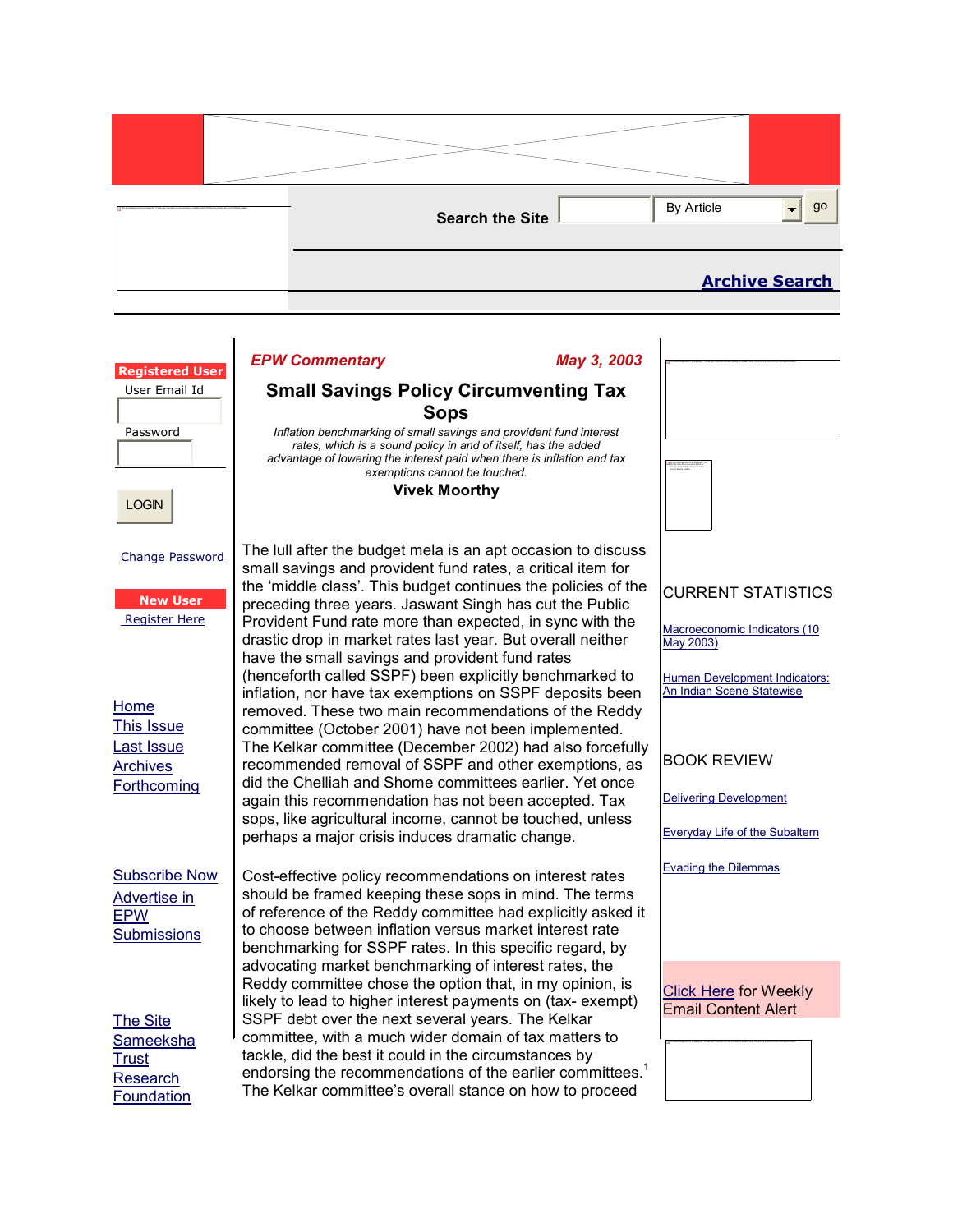*EPW Commentary* *May 3, 2003*

# Small Savings Policy Circumventing Tax Sops

*Inflation benchmarking of small savings and provident fund interest rates, which is a sound policy in and of itself, has the added advantage of lowering the interest paid when there is inflation and tax exemptions cannot be touched.*

**Vivek Moorthy**

The lull after the budget mela is an apt occasion to discuss small savings and provident fund rates, a critical item for the 'middle class'. This budget continues the policies of the preceding three years. Jaswant Singh has cut the Public Provident Fund rate more than expected, in sync with the drastic drop in market rates last year. But overall neither have the small savings and provident fund rates (henceforth called SSPF) been explicitly benchmarked to inflation, nor have tax exemptions on SSPF deposits been removed. These two main recommendations of the Reddy committee (October 2001) have not been implemented. The Kelkar committee (December 2002) had also forcefully recommended removal of SSPF and other exemptions, as did the Chelliah and Shome committees earlier. Yet once again this recommendation has not been accepted. Tax sops, like agricultural income, cannot be touched, unless perhaps a major crisis induces dramatic change.

Cost-effective policy recommendations on interest rates should be framed keeping these sops in mind. The terms of reference of the Reddy committee had explicitly asked it to choose between inflation versus market interest rate benchmarking for SSPF rates. In this specific regard, by advocating market benchmarking of interest rates, the Reddy committee chose the option that, in my opinion, is likely to lead to higher interest payments on (tax- exempt) SSPF debt over the next several years. The Kelkar committee, with a much wider domain of tax matters to tackle, did the best it could in the circumstances by endorsing the recommendations of the earlier committees.[1] The Kelkar committee's overall stance on how to proceed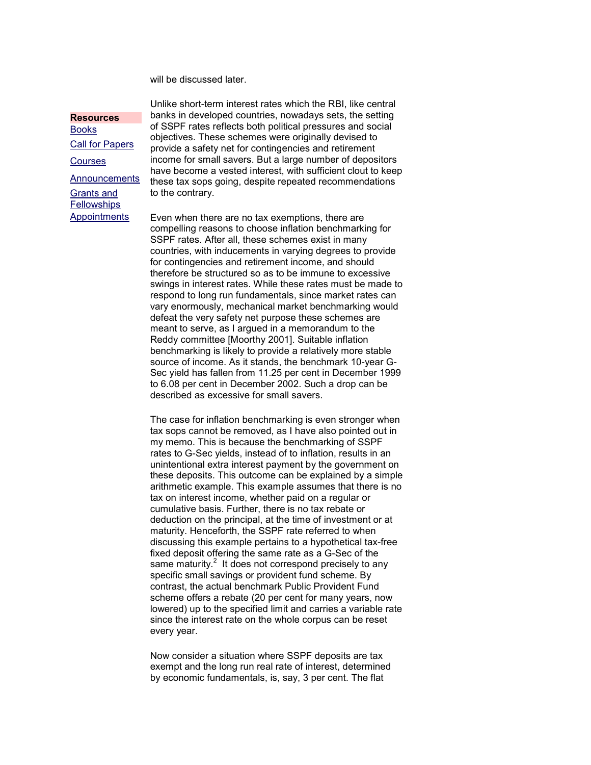will be discussed later.

Unlike short-term interest rates which the RBI, like central banks in developed countries, nowadays sets, the setting of SSPF rates reflects both political pressures and social objectives. These schemes were originally devised to provide a safety net for contingencies and retirement income for small savers. But a large number of depositors have become a vested interest, with sufficient clout to keep these tax sops going, despite repeated recommendations to the contrary.

Even when there are no tax exemptions, there are compelling reasons to choose inflation benchmarking for SSPF rates. After all, these schemes exist in many countries, with inducements in varying degrees to provide for contingencies and retirement income, and should therefore be structured so as to be immune to excessive swings in interest rates. While these rates must be made to respond to long run fundamentals, since market rates can vary enormously, mechanical market benchmarking would defeat the very safety net purpose these schemes are meant to serve, as I argued in a memorandum to the Reddy committee [Moorthy 2001]. Suitable inflation benchmarking is likely to provide a relatively more stable source of income. As it stands, the benchmark 10-year G-Sec yield has fallen from 11.25 per cent in December 1999 to 6.08 per cent in December 2002. Such a drop can be described as excessive for small savers.

The case for inflation benchmarking is even stronger when tax sops cannot be removed, as I have also pointed out in my memo. This is because the benchmarking of SSPF rates to G-Sec yields, instead of to inflation, results in an unintentional extra interest payment by the government on these deposits. This outcome can be explained by a simple arithmetic example. This example assumes that there is no tax on interest income, whether paid on a regular or cumulative basis. Further, there is no tax rebate or deduction on the principal, at the time of investment or at maturity. Henceforth, the SSPF rate referred to when discussing this example pertains to a hypothetical tax-free fixed deposit offering the same rate as a G-Sec of the same maturity.[2] It does not correspond precisely to any specific small savings or provident fund scheme. By contrast, the actual benchmark Public Provident Fund scheme offers a rebate (20 per cent for many years, now lowered) up to the specified limit and carries a variable rate since the interest rate on the whole corpus can be reset every year.

Now consider a situation where SSPF deposits are tax exempt and the long run real rate of interest, determined by economic fundamentals, is, say, 3 per cent. The flat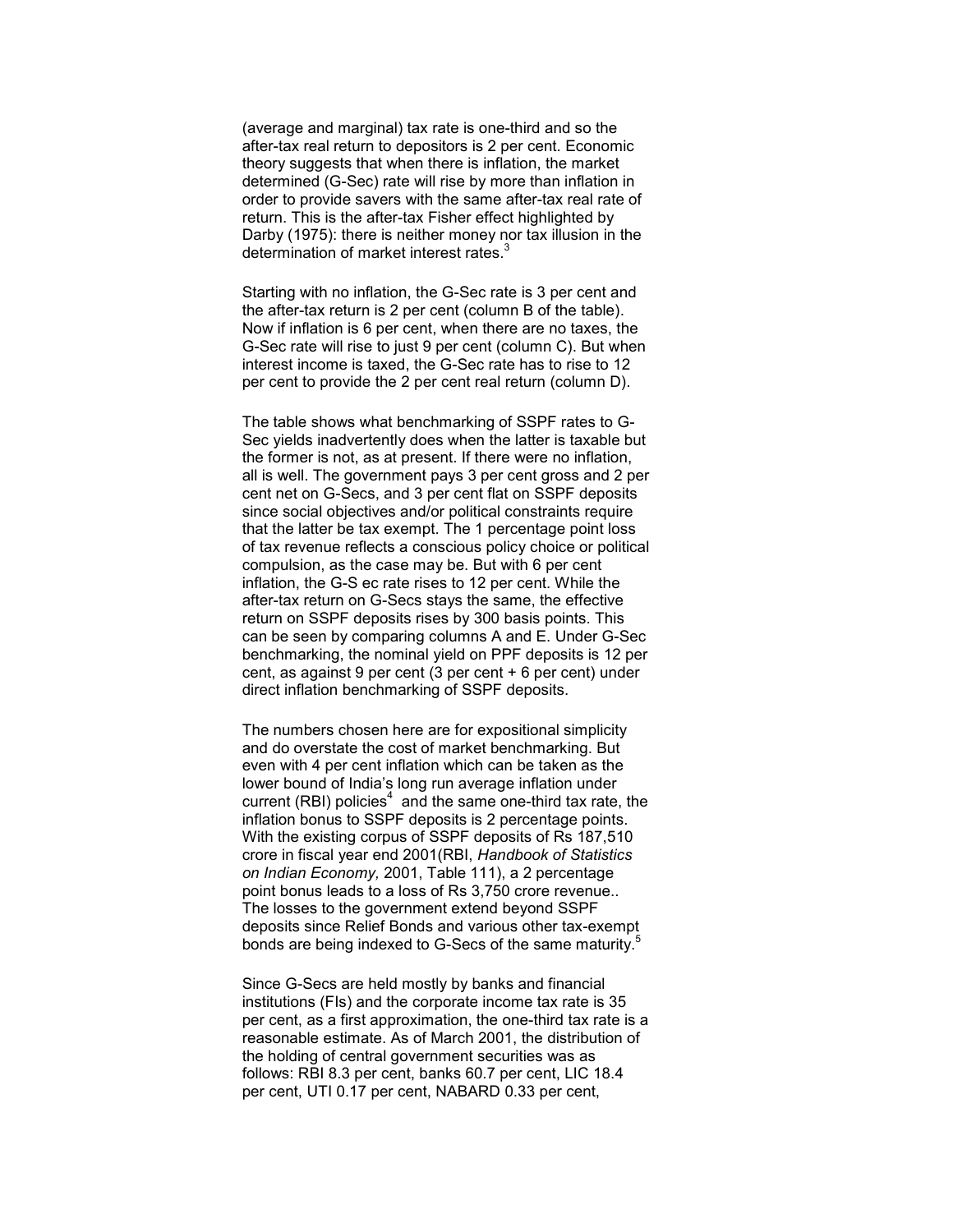(average and marginal) tax rate is one-third and so the after-tax real return to depositors is 2 per cent. Economic theory suggests that when there is inflation, the market determined (G-Sec) rate will rise by more than inflation in order to provide savers with the same after-tax real rate of return. This is the after-tax Fisher effect highlighted by Darby (1975): there is neither money nor tax illusion in the determination of market interest rates.[3]

Starting with no inflation, the G-Sec rate is 3 per cent and the after-tax return is 2 per cent (column B of the table). Now if inflation is 6 per cent, when there are no taxes, the G-Sec rate will rise to just 9 per cent (column C). But when interest income is taxed, the G-Sec rate has to rise to 12 per cent to provide the 2 per cent real return (column D).

The table shows what benchmarking of SSPF rates to G-Sec yields inadvertently does when the latter is taxable but the former is not, as at present. If there were no inflation, all is well. The government pays 3 per cent gross and 2 per cent net on G-Secs, and 3 per cent flat on SSPF deposits since social objectives and/or political constraints require that the latter be tax exempt. The 1 percentage point loss of tax revenue reflects a conscious policy choice or political compulsion, as the case may be. But with 6 per cent inflation, the G-S ec rate rises to 12 per cent. While the after-tax return on G-Secs stays the same, the effective return on SSPF deposits rises by 300 basis points. This can be seen by comparing columns A and E. Under G-Sec benchmarking, the nominal yield on PPF deposits is 12 per cent, as against 9 per cent (3 per cent + 6 per cent) under direct inflation benchmarking of SSPF deposits.

The numbers chosen here are for expositional simplicity and do overstate the cost of market benchmarking. But even with 4 per cent inflation which can be taken as the lower bound of India's long run average inflation under current (RBI) policies[4] and the same one-third tax rate, the inflation bonus to SSPF deposits is 2 percentage points. With the existing corpus of SSPF deposits of Rs 187,510 crore in fiscal year end 2001(RBI, *Handbook of Statistics on Indian Economy,* 2001, Table 111), a 2 percentage point bonus leads to a loss of Rs 3,750 crore revenue.. The losses to the government extend beyond SSPF deposits since Relief Bonds and various other tax-exempt bonds are being indexed to G-Secs of the same maturity.[5]

Since G-Secs are held mostly by banks and financial institutions (FIs) and the corporate income tax rate is 35 per cent, as a first approximation, the one-third tax rate is a reasonable estimate. As of March 2001, the distribution of the holding of central government securities was as follows: RBI 8.3 per cent, banks 60.7 per cent, LIC 18.4 per cent, UTI 0.17 per cent, NABARD 0.33 per cent,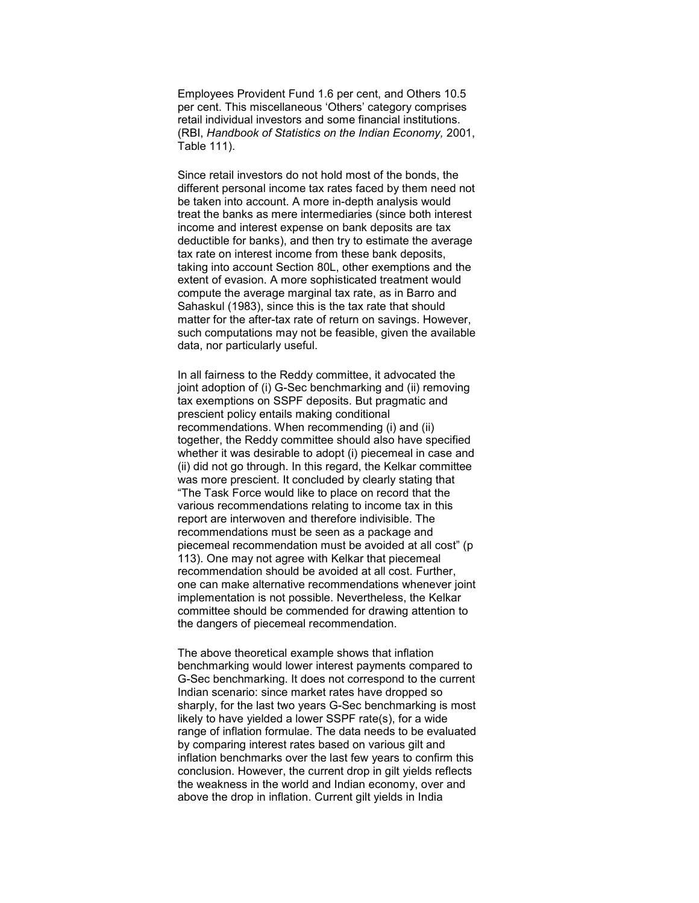Employees Provident Fund 1.6 per cent, and Others 10.5 per cent. This miscellaneous 'Others' category comprises retail individual investors and some financial institutions. (RBI, *Handbook of Statistics on the Indian Economy,* 2001, Table 111).

Since retail investors do not hold most of the bonds, the different personal income tax rates faced by them need not be taken into account. A more in-depth analysis would treat the banks as mere intermediaries (since both interest income and interest expense on bank deposits are tax deductible for banks), and then try to estimate the average tax rate on interest income from these bank deposits, taking into account Section 80L, other exemptions and the extent of evasion. A more sophisticated treatment would compute the average marginal tax rate, as in Barro and Sahaskul (1983), since this is the tax rate that should matter for the after-tax rate of return on savings. However, such computations may not be feasible, given the available data, nor particularly useful.

In all fairness to the Reddy committee, it advocated the joint adoption of (i) G-Sec benchmarking and (ii) removing tax exemptions on SSPF deposits. But pragmatic and prescient policy entails making conditional recommendations. When recommending (i) and (ii) together, the Reddy committee should also have specified whether it was desirable to adopt (i) piecemeal in case and (ii) did not go through. In this regard, the Kelkar committee was more prescient. It concluded by clearly stating that "The Task Force would like to place on record that the various recommendations relating to income tax in this report are interwoven and therefore indivisible. The recommendations must be seen as a package and piecemeal recommendation must be avoided at all cost" (p 113). One may not agree with Kelkar that piecemeal recommendation should be avoided at all cost. Further, one can make alternative recommendations whenever joint implementation is not possible. Nevertheless, the Kelkar committee should be commended for drawing attention to the dangers of piecemeal recommendation.

The above theoretical example shows that inflation benchmarking would lower interest payments compared to G-Sec benchmarking. It does not correspond to the current Indian scenario: since market rates have dropped so sharply, for the last two years G-Sec benchmarking is most likely to have yielded a lower SSPF rate(s), for a wide range of inflation formulae. The data needs to be evaluated by comparing interest rates based on various gilt and inflation benchmarks over the last few years to confirm this conclusion. However, the current drop in gilt yields reflects the weakness in the world and Indian economy, over and above the drop in inflation. Current gilt yields in India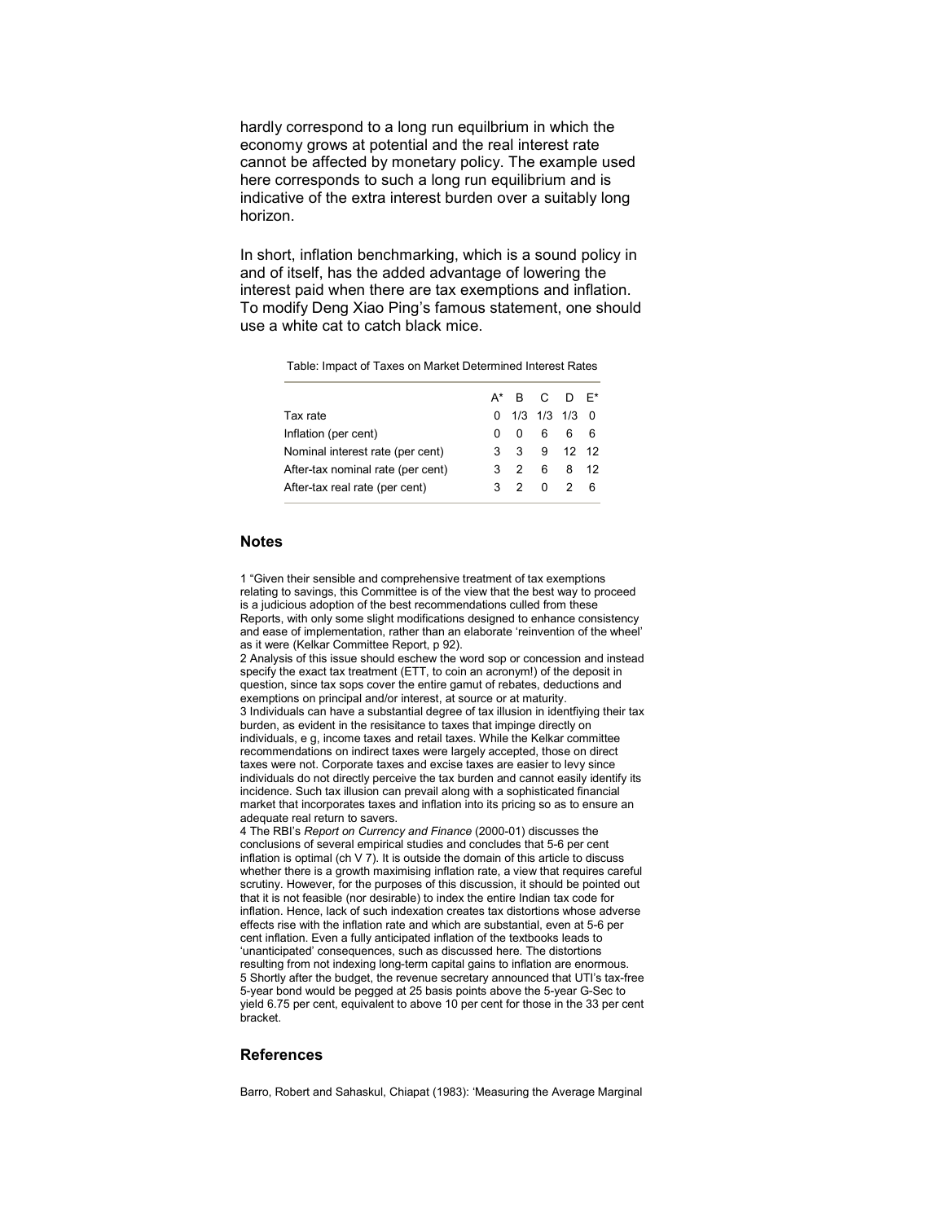hardly correspond to a long run equilbrium in which the economy grows at potential and the real interest rate cannot be affected by monetary policy. The example used here corresponds to such a long run equilibrium and is indicative of the extra interest burden over a suitably long horizon.

In short, inflation benchmarking, which is a sound policy in and of itself, has the added advantage of lowering the interest paid when there are tax exemptions and inflation. To modify Deng Xiao Ping's famous statement, one should use a white cat to catch black mice.

Table: Impact of Taxes on Market Determined Interest Rates

| | A* | B | C | D | E* |
|---|---|---|---|---|---|
| Tax rate | 0 | 1/3 | 1/3 | 1/3 | 0 |
| Inflation (per cent) | 0 | 0 | 6 | 6 | 6 |
| Nominal interest rate (per cent) | 3 | 3 | 9 | 12 | 12 |
| After-tax nominal rate (per cent) | 3 | 2 | 6 | 8 | 12 |
| After-tax real rate (per cent) | 3 | 2 | 0 | 2 | 6 |

## Notes

1 "Given their sensible and comprehensive treatment of tax exemptions relating to savings, this Committee is of the view that the best way to proceed is a judicious adoption of the best recommendations culled from these Reports, with only some slight modifications designed to enhance consistency and ease of implementation, rather than an elaborate 'reinvention of the wheel' as it were (Kelkar Committee Report, p 92).

2 Analysis of this issue should eschew the word sop or concession and instead specify the exact tax treatment (ETT, to coin an acronym!) of the deposit in question, since tax sops cover the entire gamut of rebates, deductions and exemptions on principal and/or interest, at source or at maturity.

3 Individuals can have a substantial degree of tax illusion in identfiying their tax burden, as evident in the resisitance to taxes that impinge directly on individuals, e g, income taxes and retail taxes. While the Kelkar committee recommendations on indirect taxes were largely accepted, those on direct taxes were not. Corporate taxes and excise taxes are easier to levy since individuals do not directly perceive the tax burden and cannot easily identify its incidence. Such tax illusion can prevail along with a sophisticated financial market that incorporates taxes and inflation into its pricing so as to ensure an adequate real return to savers.

4 The RBI's *Report on Currency and Finance* (2000-01) discusses the conclusions of several empirical studies and concludes that 5-6 per cent inflation is optimal (ch V 7). It is outside the domain of this article to discuss whether there is a growth maximising inflation rate, a view that requires careful scrutiny. However, for the purposes of this discussion, it should be pointed out that it is not feasible (nor desirable) to index the entire Indian tax code for inflation. Hence, lack of such indexation creates tax distortions whose adverse effects rise with the inflation rate and which are substantial, even at 5-6 per cent inflation. Even a fully anticipated inflation of the textbooks leads to 'unanticipated' consequences, such as discussed here. The distortions resulting from not indexing long-term capital gains to inflation are enormous.

5 Shortly after the budget, the revenue secretary announced that UTI's tax-free 5-year bond would be pegged at 25 basis points above the 5-year G-Sec to yield 6.75 per cent, equivalent to above 10 per cent for those in the 33 per cent bracket.

## References

Barro, Robert and Sahaskul, Chiapat (1983): 'Measuring the Average Marginal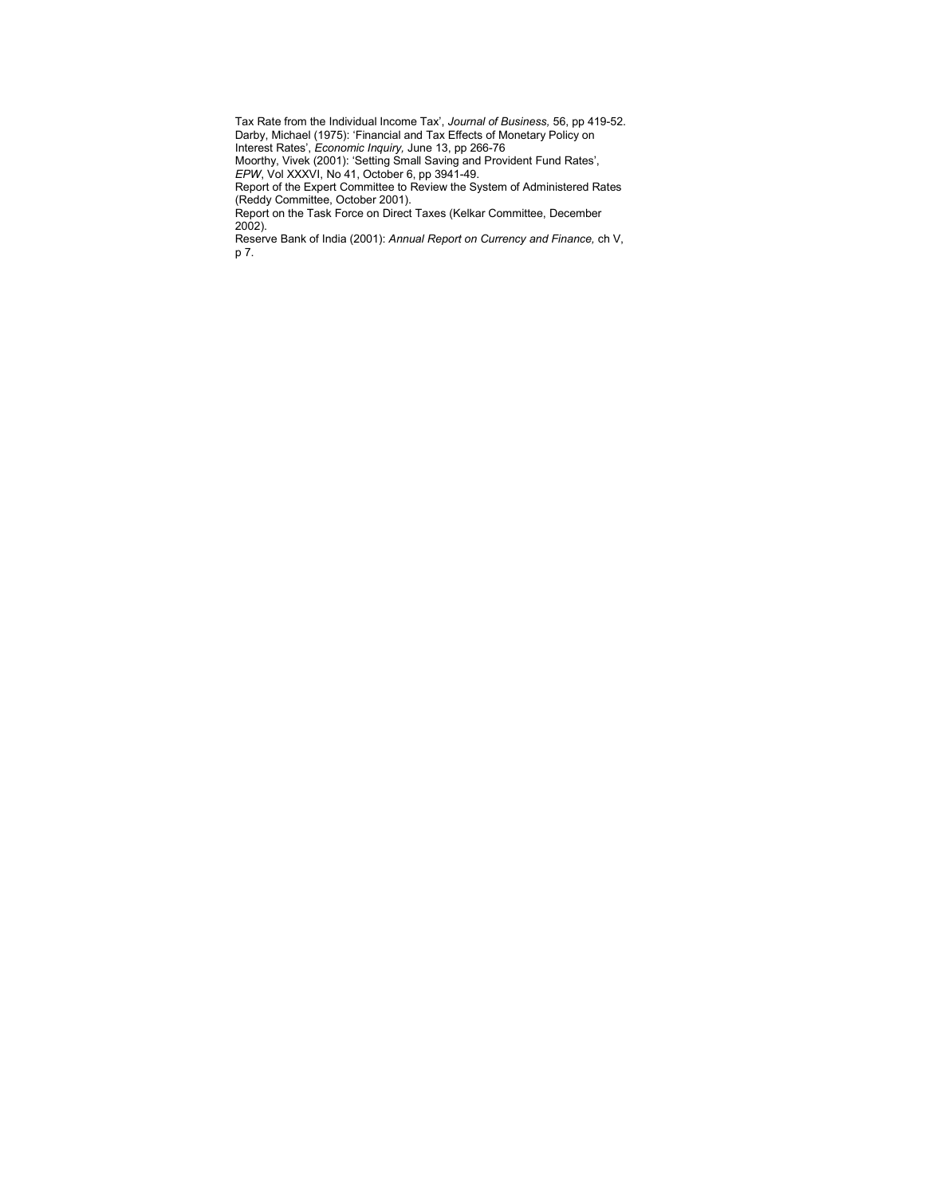Tax Rate from the Individual Income Tax', *Journal of Business,* 56, pp 419-52.

Darby, Michael (1975): 'Financial and Tax Effects of Monetary Policy on Interest Rates', *Economic Inquiry,* June 13, pp 266-76

Moorthy, Vivek (2001): 'Setting Small Saving and Provident Fund Rates', *EPW*, Vol XXXVI, No 41, October 6, pp 3941-49.

Report of the Expert Committee to Review the System of Administered Rates (Reddy Committee, October 2001).

Report on the Task Force on Direct Taxes (Kelkar Committee, December 2002).

Reserve Bank of India (2001): *Annual Report on Currency and Finance,* ch V, p 7.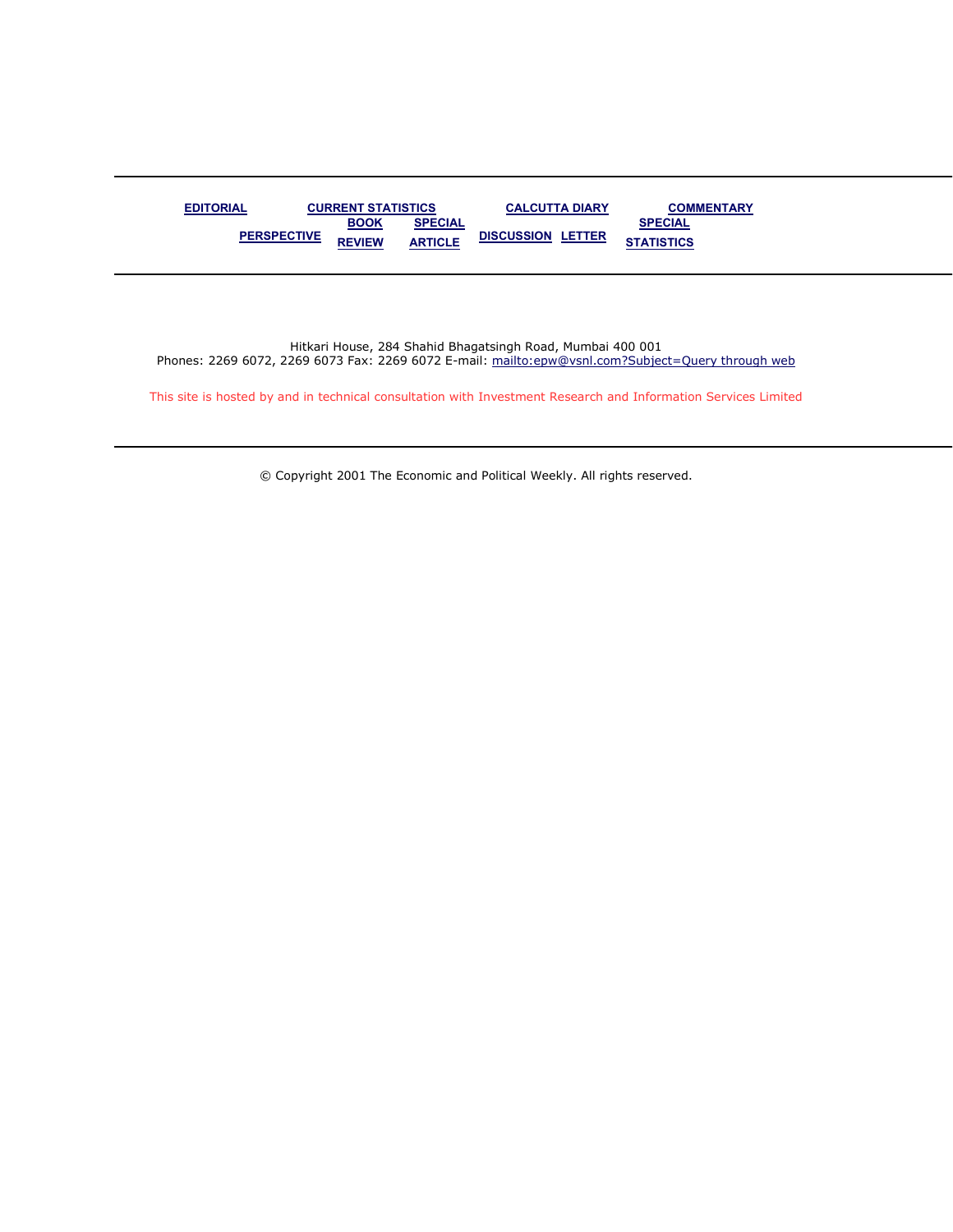---

EDITORIAL CURRENT STATISTICS CALCUTTA DIARY COMMENTARY

PERSPECTIVE BOOK REVIEW SPECIAL ARTICLE DISCUSSION LETTER SPECIAL STATISTICS

---

Hitkari House, 284 Shahid Bhagatsingh Road, Mumbai 400 001
Phones: 2269 6072, 2269 6073 Fax: 2269 6072 E-mail: mailto:epw@vsnl.com?Subject=Query through web

This site is hosted by and in technical consultation with Investment Research and Information Services Limited

---

© Copyright 2001 The Economic and Political Weekly. All rights reserved.